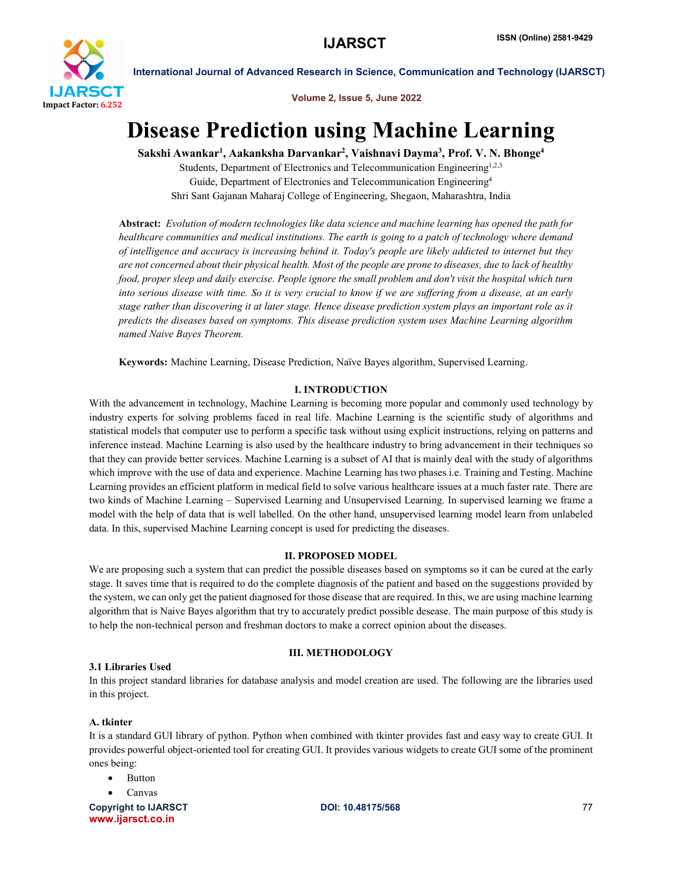# Disease Prediction using Machine Learning

**Sakshi Awankar[1], Aakanksha Darvankar[2], Vaishnavi Dayma[3], Prof. V. N. Bhonge[4]**

Students, Department of Electronics and Telecommunication Engineering[1,2,3]
Guide, Department of Electronics and Telecommunication Engineering[4]
Shri Sant Gajanan Maharaj College of Engineering, Shegaon, Maharashtra, India

**Abstract:** *Evolution of modern technologies like data science and machine learning has opened the path for healthcare communities and medical institutions. The earth is going to a patch of technology where demand of intelligence and accuracy is increasing behind it. Today's people are likely addicted to internet but they are not concerned about their physical health. Most of the people are prone to diseases, due to lack of healthy food, proper sleep and daily exercise. People ignore the small problem and don't visit the hospital which turn into serious disease with time. So it is very crucial to know if we are suffering from a disease, at an early stage rather than discovering it at later stage. Hence disease prediction system plays an important role as it predicts the diseases based on symptoms. This disease prediction system uses Machine Learning algorithm named Naive Bayes Theorem.*

**Keywords:** Machine Learning, Disease Prediction, Naïve Bayes algorithm, Supervised Learning.

## I. INTRODUCTION

With the advancement in technology, Machine Learning is becoming more popular and commonly used technology by industry experts for solving problems faced in real life. Machine Learning is the scientific study of algorithms and statistical models that computer use to perform a specific task without using explicit instructions, relying on patterns and inference instead. Machine Learning is also used by the healthcare industry to bring advancement in their techniques so that they can provide better services. Machine Learning is a subset of AI that is mainly deal with the study of algorithms which improve with the use of data and experience. Machine Learning has two phases i.e. Training and Testing. Machine Learning provides an efficient platform in medical field to solve various healthcare issues at a much faster rate. There are two kinds of Machine Learning – Supervised Learning and Unsupervised Learning. In supervised learning we frame a model with the help of data that is well labelled. On the other hand, unsupervised learning model learn from unlabeled data. In this, supervised Machine Learning concept is used for predicting the diseases.

## II. PROPOSED MODEL

We are proposing such a system that can predict the possible diseases based on symptoms so it can be cured at the early stage. It saves time that is required to do the complete diagnosis of the patient and based on the suggestions provided by the system, we can only get the patient diagnosed for those disease that are required. In this, we are using machine learning algorithm that is Naive Bayes algorithm that try to accurately predict possible desease. The main purpose of this study is to help the non-technical person and freshman doctors to make a correct opinion about the diseases.

## III. METHODOLOGY

### 3.1 Libraries Used

In this project standard libraries for database analysis and model creation are used. The following are the libraries used in this project.

#### A. tkinter

It is a standard GUI library of python. Python when combined with tkinter provides fast and easy way to create GUI. It provides powerful object-oriented tool for creating GUI. It provides various widgets to create GUI some of the prominent ones being:

- Button
- Canvas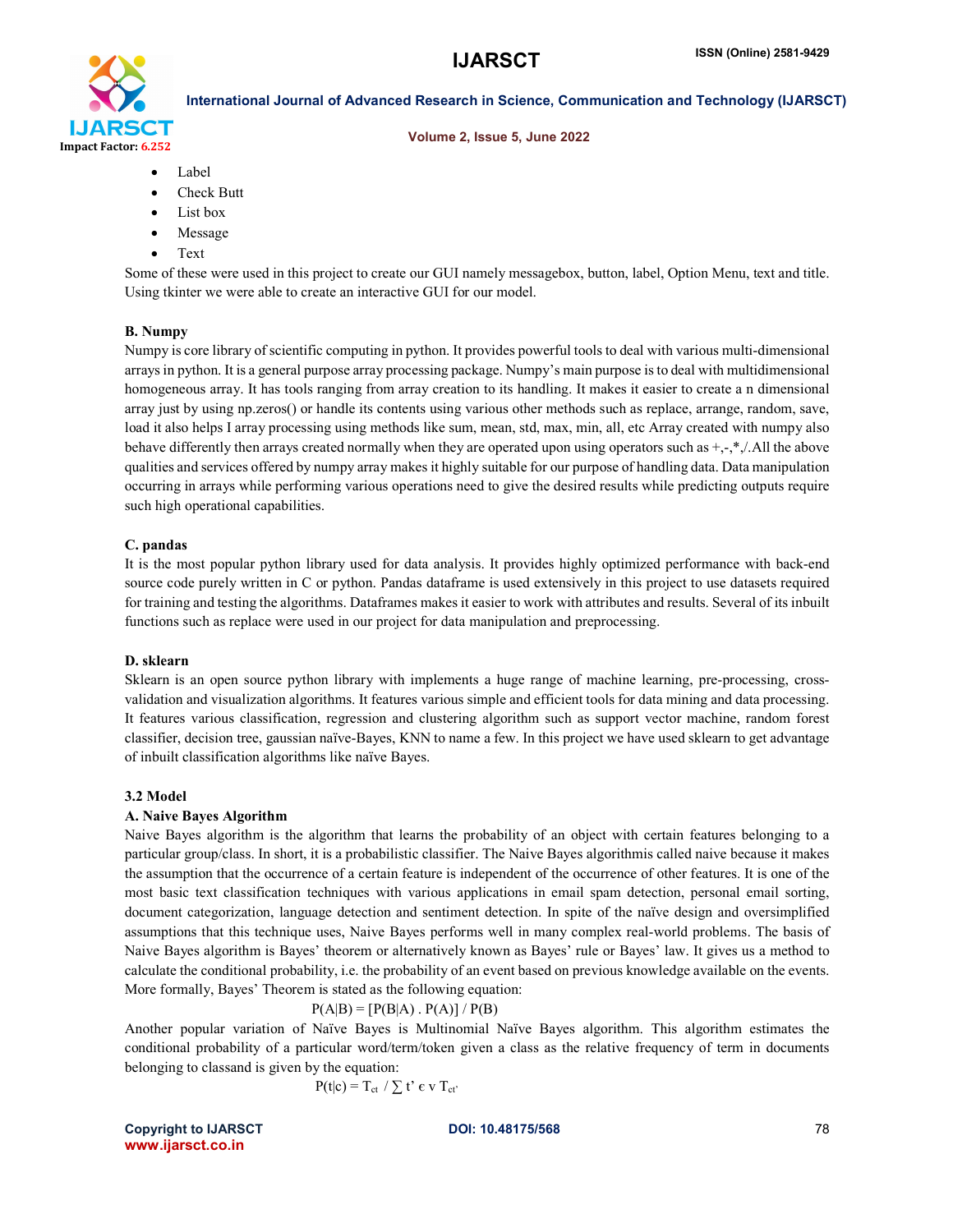- Label
- Check Butt
- List box
- Message
- Text

Some of these were used in this project to create our GUI namely messagebox, button, label, Option Menu, text and title. Using tkinter we were able to create an interactive GUI for our model.

**B. Numpy**

Numpy is core library of scientific computing in python. It provides powerful tools to deal with various multi-dimensional arrays in python. It is a general purpose array processing package. Numpy's main purpose is to deal with multidimensional homogeneous array. It has tools ranging from array creation to its handling. It makes it easier to create a n dimensional array just by using np.zeros() or handle its contents using various other methods such as replace, arrange, random, save, load it also helps I array processing using methods like sum, mean, std, max, min, all, etc Array created with numpy also behave differently then arrays created normally when they are operated upon using operators such as +,-,*,/.All the above qualities and services offered by numpy array makes it highly suitable for our purpose of handling data. Data manipulation occurring in arrays while performing various operations need to give the desired results while predicting outputs require such high operational capabilities.

**C. pandas**

It is the most popular python library used for data analysis. It provides highly optimized performance with back-end source code purely written in C or python. Pandas dataframe is used extensively in this project to use datasets required for training and testing the algorithms. Dataframes makes it easier to work with attributes and results. Several of its inbuilt functions such as replace were used in our project for data manipulation and preprocessing.

**D. sklearn**

Sklearn is an open source python library with implements a huge range of machine learning, pre-processing, cross-validation and visualization algorithms. It features various simple and efficient tools for data mining and data processing. It features various classification, regression and clustering algorithm such as support vector machine, random forest classifier, decision tree, gaussian naïve-Bayes, KNN to name a few. In this project we have used sklearn to get advantage of inbuilt classification algorithms like naïve Bayes.

**3.2 Model**

**A. Naive Bayes Algorithm**

Naive Bayes algorithm is the algorithm that learns the probability of an object with certain features belonging to a particular group/class. In short, it is a probabilistic classifier. The Naive Bayes algorithmis called naive because it makes the assumption that the occurrence of a certain feature is independent of the occurrence of other features. It is one of the most basic text classification techniques with various applications in email spam detection, personal email sorting, document categorization, language detection and sentiment detection. In spite of the naïve design and oversimplified assumptions that this technique uses, Naive Bayes performs well in many complex real-world problems. The basis of Naive Bayes algorithm is Bayes' theorem or alternatively known as Bayes' rule or Bayes' law. It gives us a method to calculate the conditional probability, i.e. the probability of an event based on previous knowledge available on the events. More formally, Bayes' Theorem is stated as the following equation:

$$P(A|B) = [P(B|A) . P(A)] / P(B)$$

Another popular variation of Naïve Bayes is Multinomial Naïve Bayes algorithm. This algorithm estimates the conditional probability of a particular word/term/token given a class as the relative frequency of term in documents belonging to classand is given by the equation:

$$P(t|c) = T_{ct} \;/ \sum_{t' \in v} T_{ct'}$$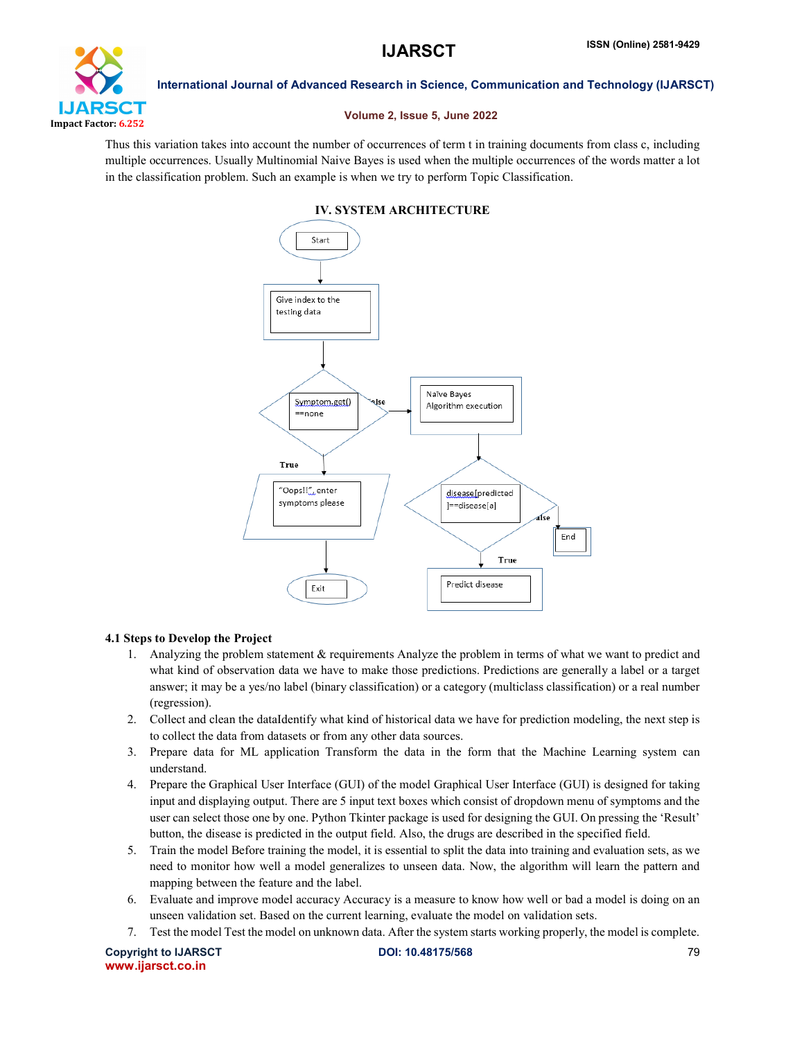Thus this variation takes into account the number of occurrences of term t in training documents from class c, including multiple occurrences. Usually Multinomial Naive Bayes is used when the multiple occurrences of the words matter a lot in the classification problem. Such an example is when we try to perform Topic Classification.

## IV. SYSTEM ARCHITECTURE

### 4.1 Steps to Develop the Project

1. Analyzing the problem statement & requirements Analyze the problem in terms of what we want to predict and what kind of observation data we have to make those predictions. Predictions are generally a label or a target answer; it may be a yes/no label (binary classification) or a category (multiclass classification) or a real number (regression).
2. Collect and clean the dataIdentify what kind of historical data we have for prediction modeling, the next step is to collect the data from datasets or from any other data sources.
3. Prepare data for ML application Transform the data in the form that the Machine Learning system can understand.
4. Prepare the Graphical User Interface (GUI) of the model Graphical User Interface (GUI) is designed for taking input and displaying output. There are 5 input text boxes which consist of dropdown menu of symptoms and the user can select those one by one. Python Tkinter package is used for designing the GUI. On pressing the 'Result' button, the disease is predicted in the output field. Also, the drugs are described in the specified field.
5. Train the model Before training the model, it is essential to split the data into training and evaluation sets, as we need to monitor how well a model generalizes to unseen data. Now, the algorithm will learn the pattern and mapping between the feature and the label.
6. Evaluate and improve model accuracy Accuracy is a measure to know how well or bad a model is doing on an unseen validation set. Based on the current learning, evaluate the model on validation sets.
7. Test the model Test the model on unknown data. After the system starts working properly, the model is complete.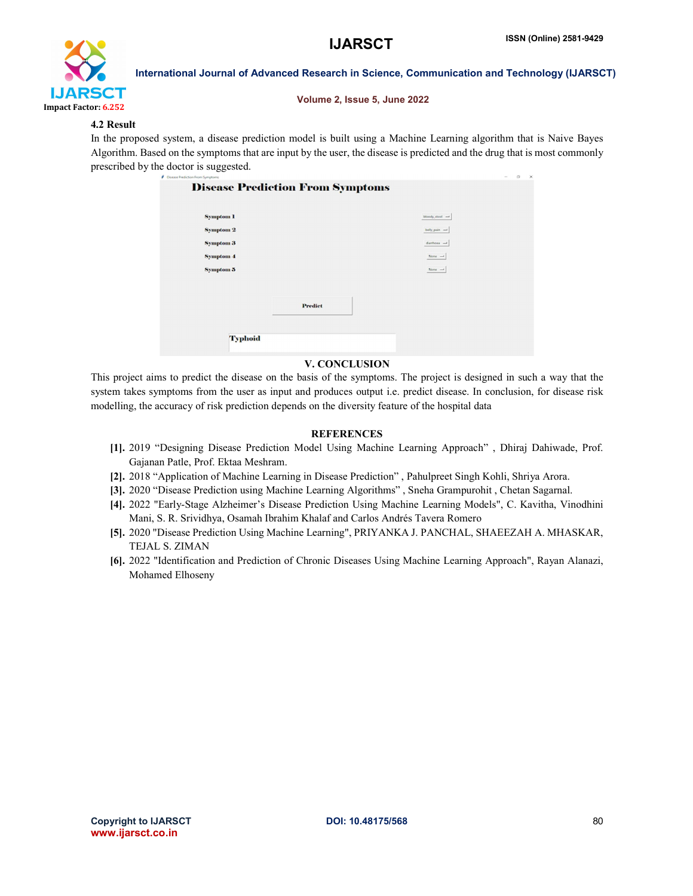### 4.2 Result

In the proposed system, a disease prediction model is built using a Machine Learning algorithm that is Naive Bayes Algorithm. Based on the symptoms that are input by the user, the disease is predicted and the drug that is most commonly prescribed by the doctor is suggested.

## V. CONCLUSION

This project aims to predict the disease on the basis of the symptoms. The project is designed in such a way that the system takes symptoms from the user as input and produces output i.e. predict disease. In conclusion, for disease risk modelling, the accuracy of risk prediction depends on the diversity feature of the hospital data

## REFERENCES

- **[1].** 2019 “Designing Disease Prediction Model Using Machine Learning Approach” , Dhiraj Dahiwade, Prof. Gajanan Patle, Prof. Ektaa Meshram.
- **[2].** 2018 “Application of Machine Learning in Disease Prediction” , Pahulpreet Singh Kohli, Shriya Arora.
- **[3].** 2020 “Disease Prediction using Machine Learning Algorithms” , Sneha Grampurohit , Chetan Sagarnal.
- **[4].** 2022 "Early-Stage Alzheimer’s Disease Prediction Using Machine Learning Models", C. Kavitha, Vinodhini Mani, S. R. Srividhya, Osamah Ibrahim Khalaf and Carlos Andrés Tavera Romero
- **[5].** 2020 "Disease Prediction Using Machine Learning", PRIYANKA J. PANCHAL, SHAEEZAH A. MHASKAR, TEJAL S. ZIMAN
- **[6].** 2022 "Identification and Prediction of Chronic Diseases Using Machine Learning Approach", Rayan Alanazi, Mohamed Elhoseny